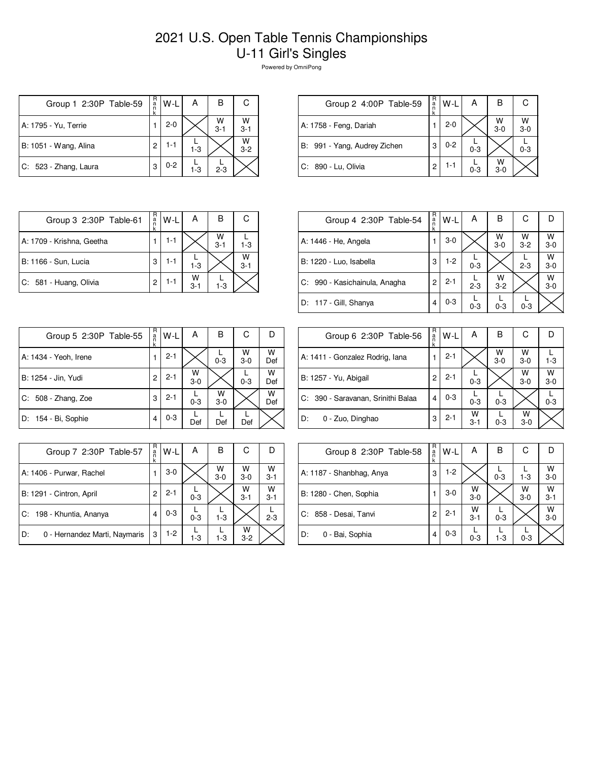# 2021 U.S. Open Table Tennis Championships
## U-11 Girl's Singles

Powered by OmniPong

| Group 1 2:30P Table-59 | Rank | W-L | A | B | C |
|---|---|---|---|---|---|
| A: 1795 - Yu, Terrie | 1 | 2-0 | | W 3-1 | W 3-1 |
| B: 1051 - Wang, Alina | 2 | 1-1 | L 1-3 | | W 3-2 |
| C: 523 - Zhang, Laura | 3 | 0-2 | L 1-3 | L 2-3 | |

| Group 2 4:00P Table-59 | Rank | W-L | A | B | C |
|---|---|---|---|---|---|
| A: 1758 - Feng, Dariah | 1 | 2-0 | | W 3-0 | W 3-0 |
| B: 991 - Yang, Audrey Zichen | 3 | 0-2 | L 0-3 | | L 0-3 |
| C: 890 - Lu, Olivia | 2 | 1-1 | L 0-3 | W 3-0 | |

| Group 3 2:30P Table-61 | Rank | W-L | A | B | C |
|---|---|---|---|---|---|
| A: 1709 - Krishna, Geetha | 1 | 1-1 | | W 3-1 | L 1-3 |
| B: 1166 - Sun, Lucia | 3 | 1-1 | L 1-3 | | W 3-1 |
| C: 581 - Huang, Olivia | 2 | 1-1 | W 3-1 | L 1-3 | |

| Group 4 2:30P Table-54 | Rank | W-L | A | B | C | D |
|---|---|---|---|---|---|---|
| A: 1446 - He, Angela | 1 | 3-0 | | W 3-0 | W 3-2 | W 3-0 |
| B: 1220 - Luo, Isabella | 3 | 1-2 | L 0-3 | | L 2-3 | W 3-0 |
| C: 990 - Kasichainula, Anagha | 2 | 2-1 | L 2-3 | W 3-2 | | W 3-0 |
| D: 117 - Gill, Shanya | 4 | 0-3 | L 0-3 | L 0-3 | L 0-3 | |

| Group 5 2:30P Table-55 | Rank | W-L | A | B | C | D |
|---|---|---|---|---|---|---|
| A: 1434 - Yeoh, Irene | 1 | 2-1 | | L 0-3 | W 3-0 | W Def |
| B: 1254 - Jin, Yudi | 2 | 2-1 | W 3-0 | | L 0-3 | W Def |
| C: 508 - Zhang, Zoe | 3 | 2-1 | L 0-3 | W 3-0 | | W Def |
| D: 154 - Bi, Sophie | 4 | 0-3 | L Def | L Def | L Def | |

| Group 6 2:30P Table-56 | Rank | W-L | A | B | C | D |
|---|---|---|---|---|---|---|
| A: 1411 - Gonzalez Rodrig, Iana | 1 | 2-1 | | W 3-0 | W 3-0 | L 1-3 |
| B: 1257 - Yu, Abigail | 2 | 2-1 | L 0-3 | | W 3-0 | W 3-0 |
| C: 390 - Saravanan, Srinithi Balaa | 4 | 0-3 | L 0-3 | L 0-3 | | L 0-3 |
| D: 0 - Zuo, Dinghao | 3 | 2-1 | W 3-1 | L 0-3 | W 3-0 | |

| Group 7 2:30P Table-57 | Rank | W-L | A | B | C | D |
|---|---|---|---|---|---|---|
| A: 1406 - Purwar, Rachel | 1 | 3-0 | | W 3-0 | W 3-0 | W 3-1 |
| B: 1291 - Cintron, April | 2 | 2-1 | L 0-3 | | W 3-1 | W 3-1 |
| C: 198 - Khuntia, Ananya | 4 | 0-3 | L 0-3 | L 1-3 | | L 2-3 |
| D: 0 - Hernandez Marti, Naymaris | 3 | 1-2 | L 1-3 | L 1-3 | W 3-2 | |

| Group 8 2:30P Table-58 | Rank | W-L | A | B | C | D |
|---|---|---|---|---|---|---|
| A: 1187 - Shanbhag, Anya | 3 | 1-2 | | L 0-3 | L 1-3 | W 3-0 |
| B: 1280 - Chen, Sophia | 1 | 3-0 | W 3-0 | | W 3-0 | W 3-1 |
| C: 858 - Desai, Tanvi | 2 | 2-1 | W 3-1 | L 0-3 | | W 3-0 |
| D: 0 - Bai, Sophia | 4 | 0-3 | L 0-3 | L 1-3 | L 0-3 | |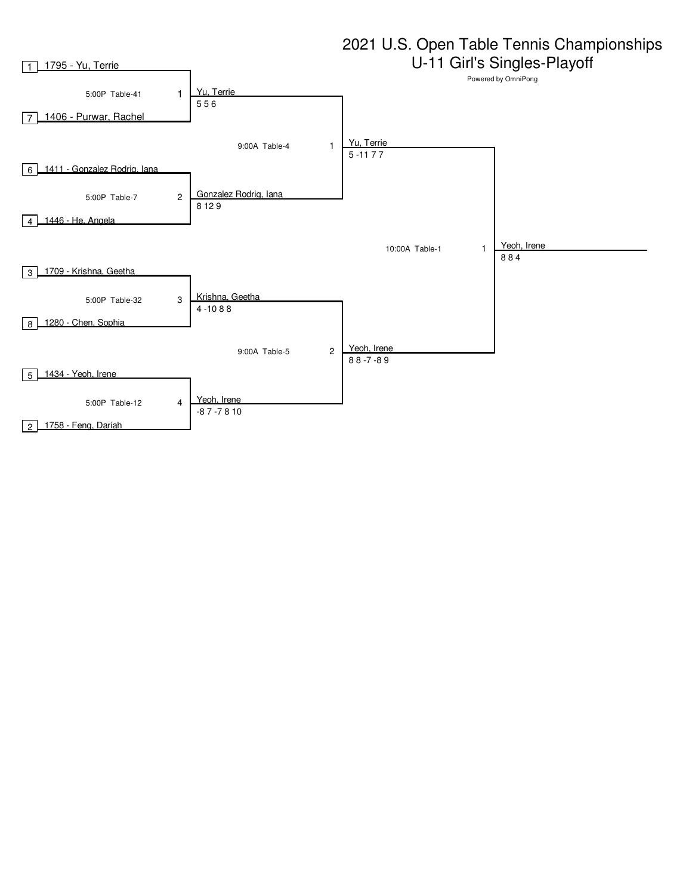# 2021 U.S. Open Table Tennis Championships

## U-11 Girl's Singles-Playoff

Powered by OmniPong

1 1795 - Yu, Terrie

5:00P Table-41 1

7 1406 - Purwar, Rachel

Yu, Terrie
5 5 6

9:00A Table-4 1

Yu, Terrie
5 -11 7 7

6 1411 - Gonzalez Rodrig, Iana

5:00P Table-7 2

4 1446 - He, Angela

Gonzalez Rodrig, Iana
8 12 9

10:00A Table-1 1

Yeoh, Irene
8 8 4

3 1709 - Krishna, Geetha

5:00P Table-32 3

8 1280 - Chen, Sophia

Krishna, Geetha
4 -10 8 8

9:00A Table-5 2

Yeoh, Irene
8 8 -7 -8 9

5 1434 - Yeoh, Irene

5:00P Table-12 4

2 1758 - Feng, Dariah

Yeoh, Irene
-8 7 -7 8 10